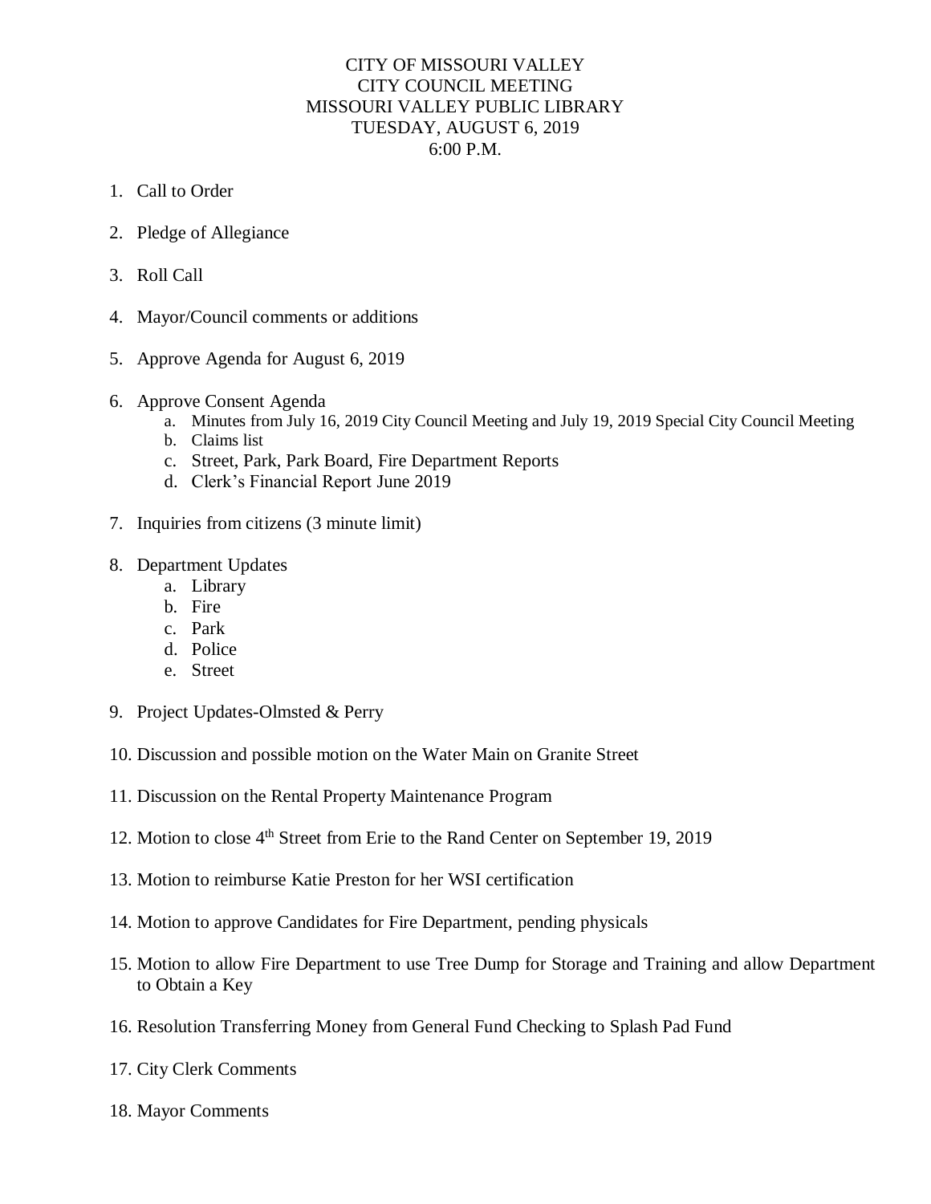# CITY OF MISSOURI VALLEY
## CITY COUNCIL MEETING
## MISSOURI VALLEY PUBLIC LIBRARY
## TUESDAY, AUGUST 6, 2019
## 6:00 P.M.

1. Call to Order

2. Pledge of Allegiance

3. Roll Call

4. Mayor/Council comments or additions

5. Approve Agenda for August 6, 2019

6. Approve Consent Agenda
    a. Minutes from July 16, 2019 City Council Meeting and July 19, 2019 Special City Council Meeting
    b. Claims list
    c. Street, Park, Park Board, Fire Department Reports
    d. Clerk's Financial Report June 2019

7. Inquiries from citizens (3 minute limit)

8. Department Updates
    a. Library
    b. Fire
    c. Park
    d. Police
    e. Street

9. Project Updates-Olmsted & Perry

10. Discussion and possible motion on the Water Main on Granite Street

11. Discussion on the Rental Property Maintenance Program

12. Motion to close 4th Street from Erie to the Rand Center on September 19, 2019

13. Motion to reimburse Katie Preston for her WSI certification

14. Motion to approve Candidates for Fire Department, pending physicals

15. Motion to allow Fire Department to use Tree Dump for Storage and Training and allow Department to Obtain a Key

16. Resolution Transferring Money from General Fund Checking to Splash Pad Fund

17. City Clerk Comments

18. Mayor Comments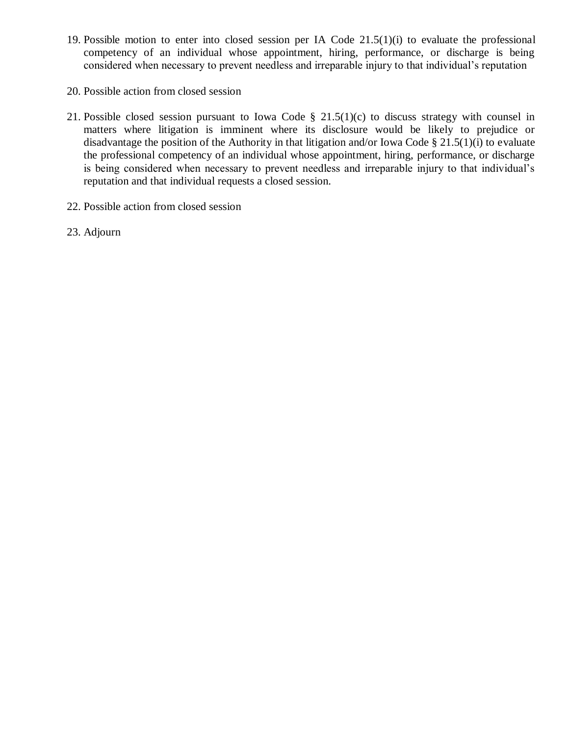19. Possible motion to enter into closed session per IA Code 21.5(1)(i) to evaluate the professional competency of an individual whose appointment, hiring, performance, or discharge is being considered when necessary to prevent needless and irreparable injury to that individual's reputation

20. Possible action from closed session

21. Possible closed session pursuant to Iowa Code § 21.5(1)(c) to discuss strategy with counsel in matters where litigation is imminent where its disclosure would be likely to prejudice or disadvantage the position of the Authority in that litigation and/or Iowa Code § 21.5(1)(i) to evaluate the professional competency of an individual whose appointment, hiring, performance, or discharge is being considered when necessary to prevent needless and irreparable injury to that individual's reputation and that individual requests a closed session.

22. Possible action from closed session

23. Adjourn